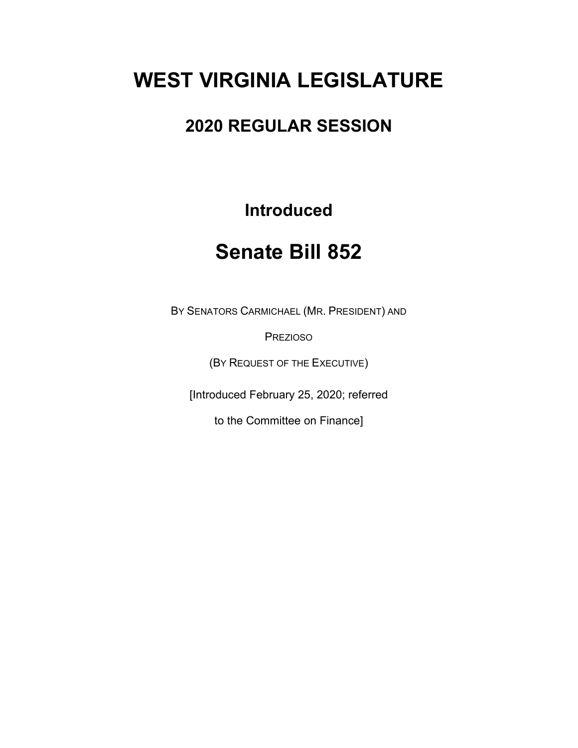# WEST VIRGINIA LEGISLATURE

## 2020 REGULAR SESSION

### Introduced

# Senate Bill 852

BY SENATORS CARMICHAEL (MR. PRESIDENT) AND PREZIOSO

(BY REQUEST OF THE EXECUTIVE)

[Introduced February 25, 2020; referred to the Committee on Finance]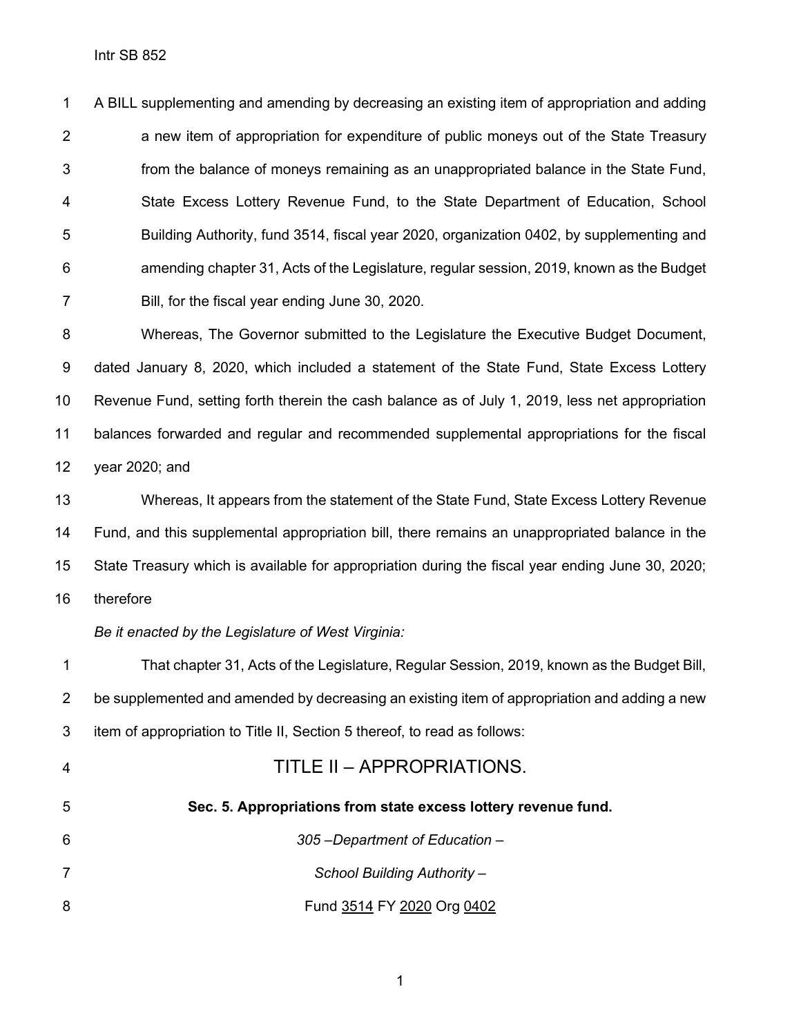A BILL supplementing and amending by decreasing an existing item of appropriation and adding a new item of appropriation for expenditure of public moneys out of the State Treasury from the balance of moneys remaining as an unappropriated balance in the State Fund, State Excess Lottery Revenue Fund, to the State Department of Education, School Building Authority, fund 3514, fiscal year 2020, organization 0402, by supplementing and amending chapter 31, Acts of the Legislature, regular session, 2019, known as the Budget Bill, for the fiscal year ending June 30, 2020.

Whereas, The Governor submitted to the Legislature the Executive Budget Document, dated January 8, 2020, which included a statement of the State Fund, State Excess Lottery Revenue Fund, setting forth therein the cash balance as of July 1, 2019, less net appropriation balances forwarded and regular and recommended supplemental appropriations for the fiscal year 2020; and

Whereas, It appears from the statement of the State Fund, State Excess Lottery Revenue Fund, and this supplemental appropriation bill, there remains an unappropriated balance in the State Treasury which is available for appropriation during the fiscal year ending June 30, 2020; therefore

*Be it enacted by the Legislature of West Virginia:*

That chapter 31, Acts of the Legislature, Regular Session, 2019, known as the Budget Bill, be supplemented and amended by decreasing an existing item of appropriation and adding a new item of appropriation to Title II, Section 5 thereof, to read as follows:

# TITLE II – APPROPRIATIONS.

**Sec. 5. Appropriations from state excess lottery revenue fund.**

*305 –Department of Education –*

*School Building Authority –*

Fund 3514 FY 2020 Org 0402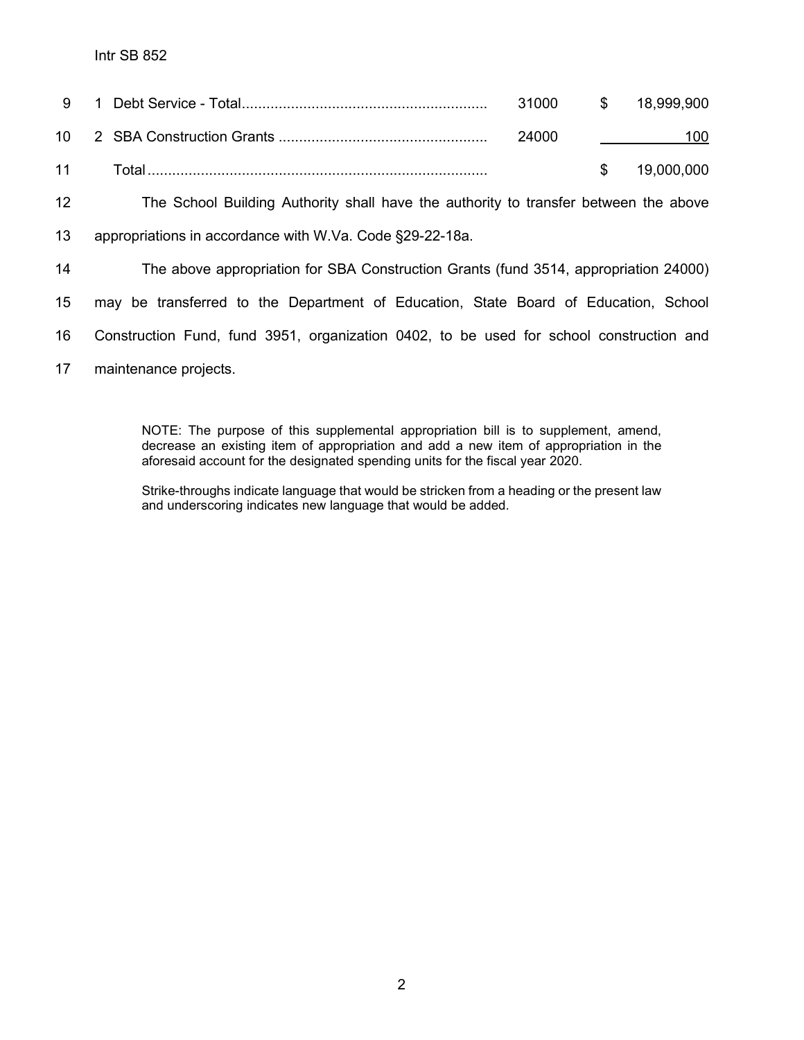| | | | |
|---|---|---|---|
| 1 Debt Service - Total | 31000 | $ | 18,999,900 |
| 2 SBA Construction Grants | 24000 | | 100 |
| Total | | $ | 19,000,000 |

The School Building Authority shall have the authority to transfer between the above appropriations in accordance with W.Va. Code §29-22-18a.

The above appropriation for SBA Construction Grants (fund 3514, appropriation 24000) may be transferred to the Department of Education, State Board of Education, School Construction Fund, fund 3951, organization 0402, to be used for school construction and maintenance projects.

NOTE: The purpose of this supplemental appropriation bill is to supplement, amend, decrease an existing item of appropriation and add a new item of appropriation in the aforesaid account for the designated spending units for the fiscal year 2020.

Strike-throughs indicate language that would be stricken from a heading or the present law and underscoring indicates new language that would be added.